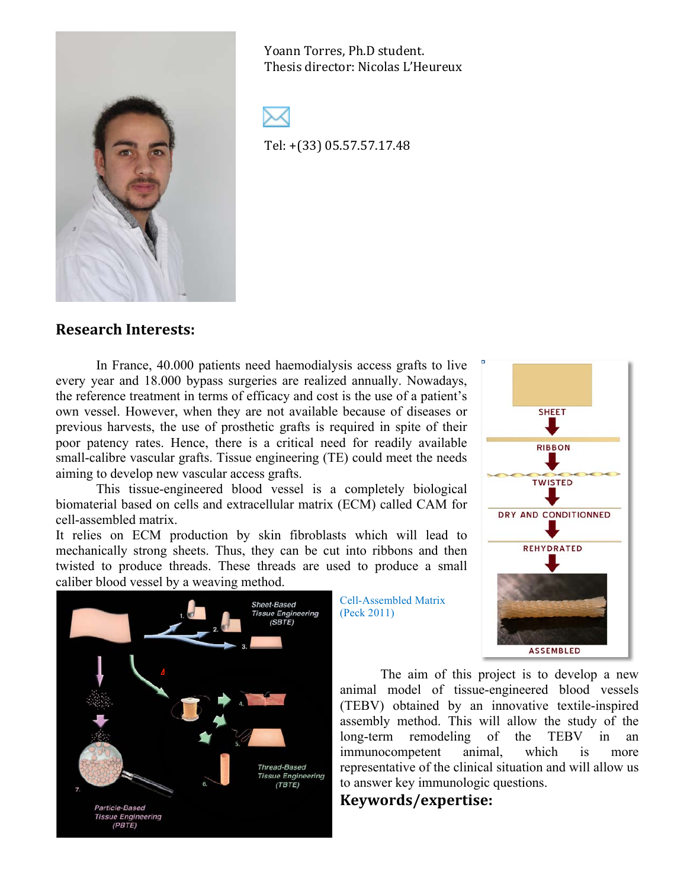Yoann Torres, Ph.D student.
Thesis director: Nicolas L'Heureux

Tel: +(33) 05.57.57.17.48

## Research Interests:

In France, 40.000 patients need haemodialysis access grafts to live every year and 18.000 bypass surgeries are realized annually. Nowadays, the reference treatment in terms of efficacy and cost is the use of a patient's own vessel. However, when they are not available because of diseases or previous harvests, the use of prosthetic grafts is required in spite of their poor patency rates. Hence, there is a critical need for readily available small-calibre vascular grafts. Tissue engineering (TE) could meet the needs aiming to develop new vascular access grafts.

This tissue-engineered blood vessel is a completely biological biomaterial based on cells and extracellular matrix (ECM) called CAM for cell-assembled matrix.

It relies on ECM production by skin fibroblasts which will lead to mechanically strong sheets. Thus, they can be cut into ribbons and then twisted to produce threads. These threads are used to produce a small caliber blood vessel by a weaving method.

Cell-Assembled Matrix (Peck 2011)

The aim of this project is to develop a new animal model of tissue-engineered blood vessels (TEBV) obtained by an innovative textile-inspired assembly method. This will allow the study of the long-term remodeling of the TEBV in an immunocompetent animal, which is more representative of the clinical situation and will allow us to answer key immunologic questions.

## Keywords/expertise: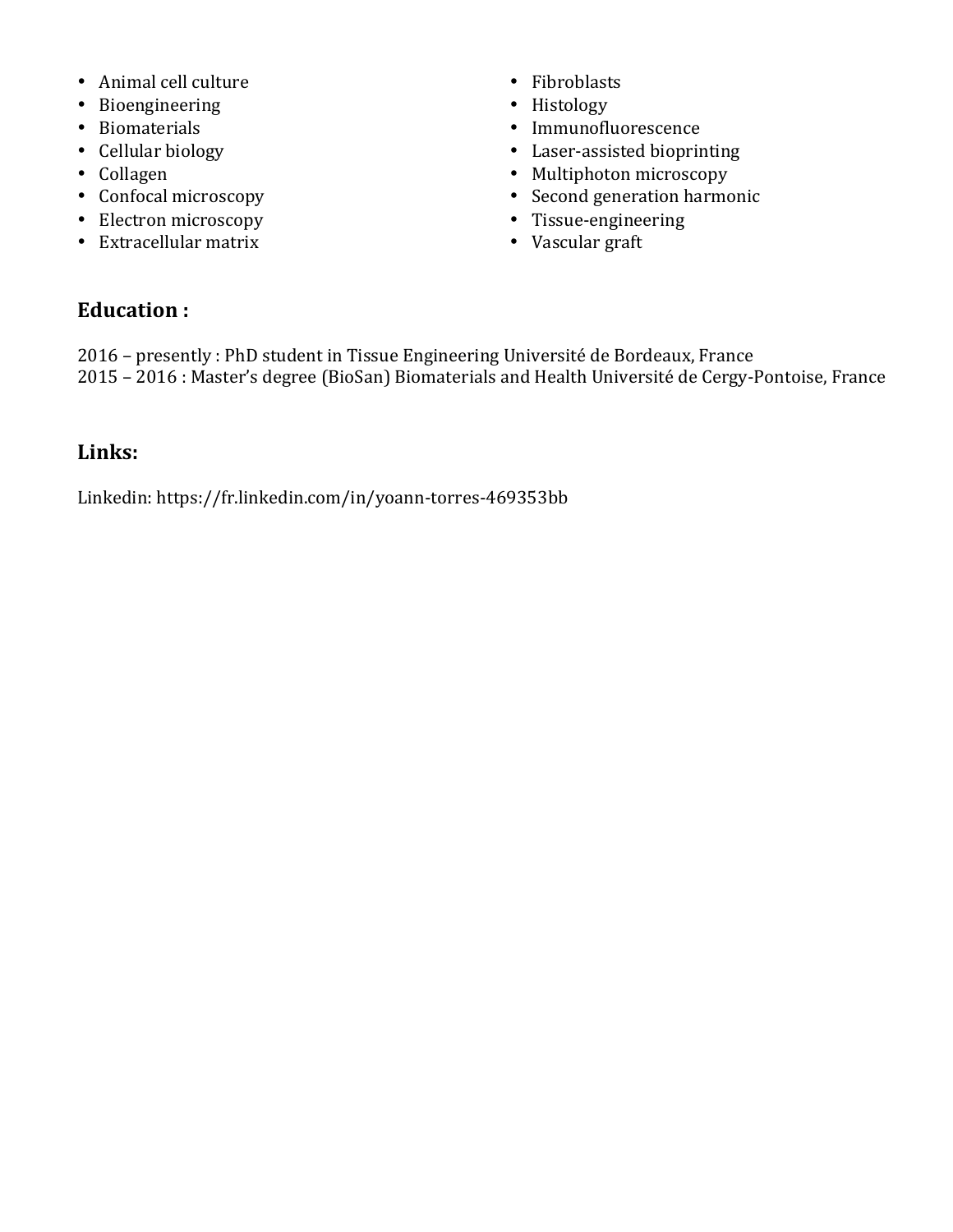- Animal cell culture
- Bioengineering
- Biomaterials
- Cellular biology
- Collagen
- Confocal microscopy
- Electron microscopy
- Extracellular matrix
- Fibroblasts
- Histology
- Immunofluorescence
- Laser-assisted bioprinting
- Multiphoton microscopy
- Second generation harmonic
- Tissue-engineering
- Vascular graft

## Education :

2016 – presently : PhD student in Tissue Engineering Université de Bordeaux, France
2015 – 2016 : Master's degree (BioSan) Biomaterials and Health Université de Cergy-Pontoise, France

## Links:

Linkedin: https://fr.linkedin.com/in/yoann-torres-469353bb